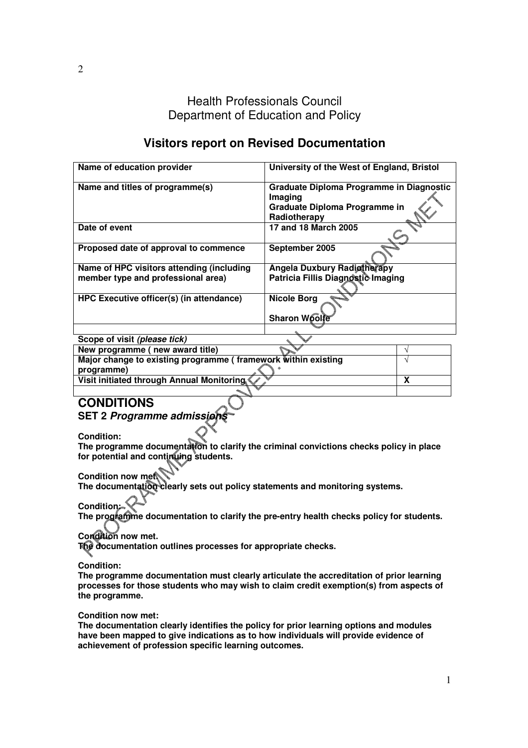# Health Professionals Council
## Department of Education and Policy

## Visitors report on Revised Documentation

| Name of education provider | University of the West of England, Bristol |
|---|---|
| Name and titles of programme(s) | Graduate Diploma Programme in Diagnostic Imaging<br>Graduate Diploma Programme in Radiotherapy |
| Date of event | 17 and 18 March 2005 |
| Proposed date of approval to commence | September 2005 |
| Name of HPC visitors attending (including member type and professional area) | Angela Duxbury Radiotherapy<br>Patricia Fillis Diagnostic Imaging |
| HPC Executive officer(s) (in attendance) | Nicole Borg<br>Sharon Woolfe |
| | |

**Scope of visit *(please tick)***

| New programme ( new award title) | √ |
|---|---|
| Major change to existing programme ( framework within existing programme) | √ |
| Visit initiated through Annual Monitoring | X |
| | |

PROGRAMME APPROVED. ALL CONDITIONS MET

# CONDITIONS

### SET 2 *Programme admissions*

**Condition:**
**The programme documentation to clarify the criminal convictions checks policy in place for potential and continuing students.**

**Condition now met.**
**The documentation clearly sets out policy statements and monitoring systems.**

**Condition:**
**The programme documentation to clarify the pre-entry health checks policy for students.**

**Condition now met.**
**The documentation outlines processes for appropriate checks.**

**Condition:**
**The programme documentation must clearly articulate the accreditation of prior learning processes for those students who may wish to claim credit exemption(s) from aspects of the programme.**

**Condition now met:**
**The documentation clearly identifies the policy for prior learning options and modules have been mapped to give indications as to how individuals will provide evidence of achievement of profession specific learning outcomes.**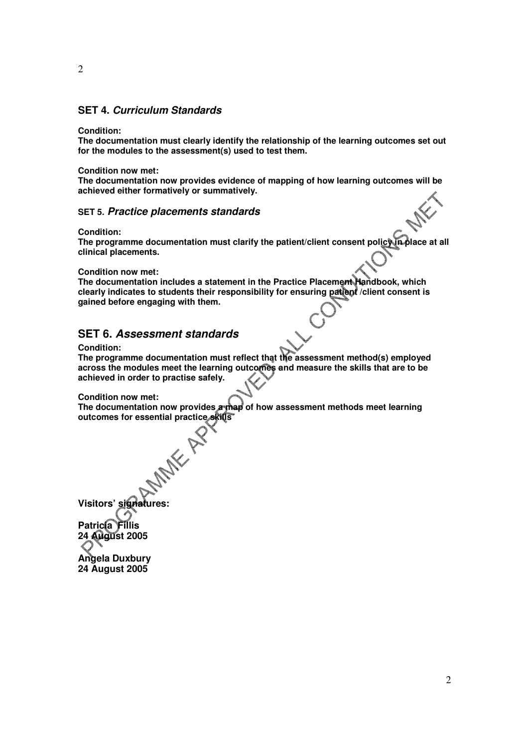## SET 4. *Curriculum Standards*

**Condition:**
**The documentation must clearly identify the relationship of the learning outcomes set out for the modules to the assessment(s) used to test them.**

**Condition now met:**
**The documentation now provides evidence of mapping of how learning outcomes will be achieved either formatively or summatively.**

### SET 5. *Practice placements standards*

**Condition:**
**The programme documentation must clarify the patient/client consent policy in place at all clinical placements.**

**Condition now met:**
**The documentation includes a statement in the Practice Placement Handbook, which clearly indicates to students their responsibility for ensuring patient /client consent is gained before engaging with them.**

## SET 6. *Assessment standards*

**Condition:**
**The programme documentation must reflect that the assessment method(s) employed across the modules meet the learning outcomes and measure the skills that are to be achieved in order to practise safely.**

**Condition now met:**
**The documentation now provides a map of how assessment methods meet learning outcomes for essential practice skills**

PROGRAMME APPROVED: ALL CONDITIONS MET

**Visitors' signatures:**

**Patricia Fillis**
**24 August 2005**

**Angela Duxbury**
**24 August 2005**